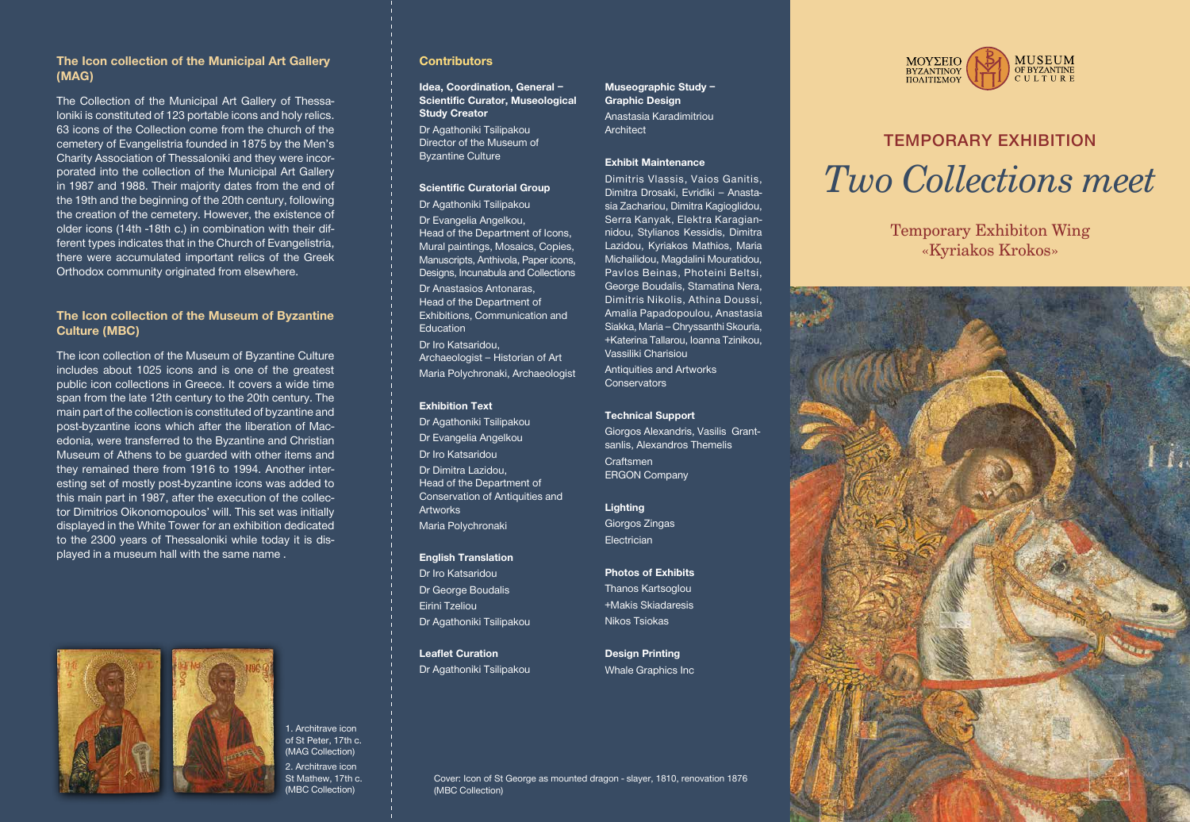## The Icon collection of the Municipal Art Gallery (MAG)

The Collection of the Municipal Art Gallery of Thessaloniki is constituted of 123 portable icons and holy relics. 63 icons of the Collection come from the church of the cemetery of Evangelistria founded in 1875 by the Men's Charity Association of Thessaloniki and they were incorporated into the collection of the Municipal Art Gallery in 1987 and 1988. Their majority dates from the end of the 19th century and the beginning of the 20th century, following the creation of the cemetery. However, the existence of older icons (14th -18th c.) in combination with their different types indicates that in the Church of Evangelistria, there were accumulated important relics of the Greek Orthodox community originated from elsewhere.

## The Icon collection of the Museum of Byzantine Culture (MBC)

The icon collection of the Museum of Byzantine Culture includes about 1025 icons and is one of the greatest public icon collections in Greece. It covers a wide time span from the late 12th century to the 20th century. The main part of the collection is constituted of byzantine and post-byzantine icons which after the liberation of Macedonia, were transferred to the Byzantine and Christian Museum of Athens to be guarded with other items and they remained there from 1916 to 1994. Another interesting set of mostly post-byzantine icons was added to this main part in 1987, after the execution of the collector Dimitrios Oikonomopoulos' will. This set was initially displayed in the White Tower for an exhibition dedicated to the 2300 years of Thessaloniki while today it is displayed in a museum hall with the same name .

1. Architrave icon of St Peter, 17th c. (MAG Collection)

2. Architrave icon St Mathew, 17th c. (MBC Collection)

## Contributors

**Idea, Coordination, General – Scientific Curator, Museological Study Creator**
Dr Agathoniki Tsilipakou
Director of the Museum of Byzantine Culture

**Scientific Curatorial Group**
Dr Agathoniki Tsilipakou
Dr Evangelia Angelkou,
Head of the Department of Icons, Mural paintings, Mosaics, Copies, Manuscripts, Anthivola, Paper icons, Designs, Incunabula and Collections
Dr Anastasios Antonaras,
Head of the Department of Exhibitions, Communication and Education
Dr Iro Katsaridou,
Archaeologist – Historian of Art
Maria Polychronaki, Archaeologist

**Exhibition Text**
Dr Agathoniki Tsilipakou
Dr Evangelia Angelkou
Dr Iro Katsaridou
Dr Dimitra Lazidou,
Head of the Department of Conservation of Antiquities and Artworks
Maria Polychronaki

**English Translation**
Dr Iro Katsaridou
Dr George Boudalis
Eirini Tzeliou
Dr Agathoniki Tsilipakou

**Leaflet Curation**
Dr Agathoniki Tsilipakou

**Museographic Study – Graphic Design**
Anastasia Karadimitriou
Architect

**Exhibit Maintenance**
Dimitris Vlassis, Vaios Ganitis, Dimitra Drosaki, Evridiki – Anastasia Zachariou, Dimitra Kagioglidou, Serra Kanyak, Elektra Karagiannidou, Stylianos Kessidis, Dimitra Lazidou, Kyriakos Mathios, Maria Michailidou, Magdalini Mouratidou, Pavlos Beinas, Photeini Beltsi, George Boudalis, Stamatina Nera, Dimitris Nikolis, Athina Doussi, Amalia Papadopoulou, Anastasia Siakka, Maria – Chryssanthi Skouria, +Katerina Tallarou, Ioanna Tzinikou, Vassiliki Charisiou
Antiquities and Artworks Conservators

**Technical Support**
Giorgos Alexandris, Vasilis Grantsanlis, Alexandros Themelis
Craftsmen
ERGON Company

**Lighting**
Giorgos Zingas
Electrician

**Photos of Exhibits**
Thanos Kartsoglou
+Makis Skiadaresis
Nikos Tsiokas

**Design Printing**
Whale Graphics Inc

Cover: Icon of St George as mounted dragon - slayer, 1810, renovation 1876 (MBC Collection)

ΜΟΥΣΕΙΟ ΒΥΖΑΝΤΙΝΟΥ ΠΟΛΙΤΙΣΜΟΥ
MUSEUM OF BYZANTINE CULTURE

## TEMPORARY EXHIBITION

# *Two Collections meet*

Temporary Exhibiton Wing
«Kyriakos Krokos»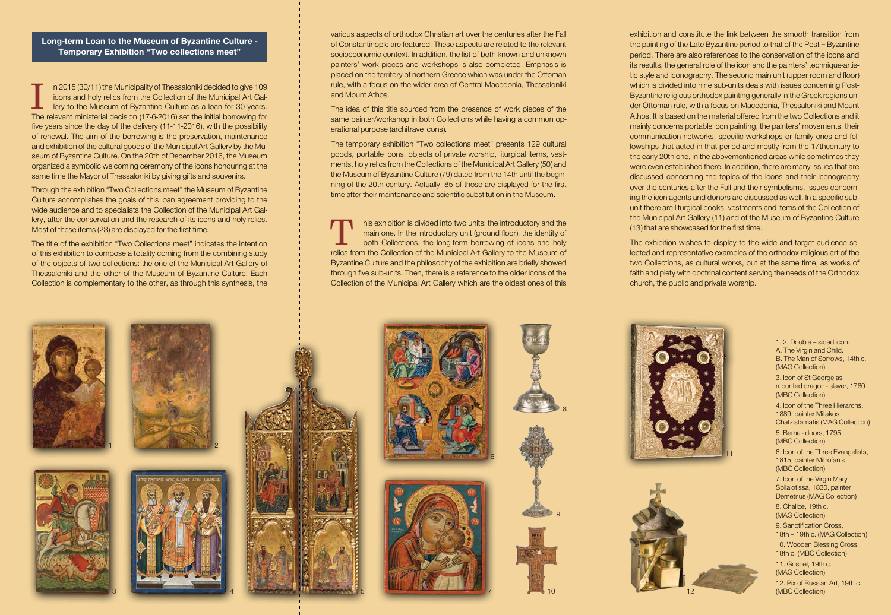## Long-term Loan to the Museum of Byzantine Culture - Temporary Exhibition "Two collections meet"

In 2015 (30/11) the Municipality of Thessaloniki decided to give 109 icons and holy relics from the Collection of the Municipal Art Gallery to the Museum of Byzantine Culture as a loan for 30 years. The relevant ministerial decision (17-6-2016) set the initial borrowing for five years since the day of the delivery (11-11-2016), with the possibility of renewal. The aim of the borrowing is the preservation, maintenance and exhibition of the cultural goods of the Municipal Art Gallery by the Museum of Byzantine Culture. On the 20th of December 2016, the Museum organized a symbolic welcoming ceremony of the icons honouring at the same time the Mayor of Thessaloniki by giving gifts and souvenirs.

Through the exhibition "Two Collections meet" the Museum of Byzantine Culture accomplishes the goals of this loan agreement providing to the wide audience and to specialists the Collection of the Municipal Art Gallery, after the conservation and the research of its icons and holy relics. Most of these items (23) are displayed for the first time.

The title of the exhibition "Two Collections meet" indicates the intention of this exhibition to compose a totality coming from the combining study of the objects of two collections: the one of the Municipal Art Gallery of Thessaloniki and the other of the Museum of Byzantine Culture. Each Collection is complementary to the other, as through this synthesis, the various aspects of orthodox Christian art over the centuries after the Fall of Constantinople are featured. These aspects are related to the relevant socioeconomic context. In addition, the list of both known and unknown painters' work pieces and workshops is also completed. Emphasis is placed on the territory of northern Greece which was under the Ottoman rule, with a focus on the wider area of Central Macedonia, Thessaloniki and Mount Athos.

The idea of this title sourced from the presence of work pieces of the same painter/workshop in both Collections while having a common operational purpose (architrave icons).

The temporary exhibition "Two collections meet" presents 129 cultural goods, portable icons, objects of private worship, liturgical items, vestments, holy relics from the Collections of the Municipal Art Gallery (50) and the Museum of Byzantine Culture (79) dated from the 14th until the beginning of the 20th century. Actually, 85 of those are displayed for the first time after their maintenance and scientific substitution in the Museum.

This exhibition is divided into two units: the introductory and the main one. In the introductory unit (ground floor), the identity of both Collections, the long-term borrowing of icons and holy relics from the Collection of the Municipal Art Gallery to the Museum of Byzantine Culture and the philosophy of the exhibition are briefly showed through five sub-units. Then, there is a reference to the older icons of the Collection of the Municipal Art Gallery which are the oldest ones of this exhibition and constitute the link between the smooth transition from the painting of the Late Byzantine period to that of the Post – Byzantine period. There are also references to the conservation of the icons and its results, the general role of the icon and the painters' technique-artistic style and iconography. The second main unit (upper room and floor) which is divided into nine sub-units deals with issues concerning Post-Byzantine religious orthodox painting generally in the Greek regions under Ottoman rule, with a focus on Macedonia, Thessaloniki and Mount Athos. It is based on the material offered from the two Collections and it mainly concerns portable icon painting, the painters' movements, their communication networks, specific workshops or family ones and fellowships that acted in that period and mostly from the 17thcentury to the early 20th one, in the abovementioned areas while sometimes they were even established there. In addition, there are many issues that are discussed concerning the topics of the icons and their iconography over the centuries after the Fall and their symbolisms. Issues concerning the icon agents and donors are discussed as well. In a specific sub-unit there are liturgical books, vestments and items of the Collection of the Municipal Art Gallery (11) and of the Museum of Byzantine Culture (13) that are showcased for the first time.

The exhibition wishes to display to the wide and target audience selected and representative examples of the orthodox religious art of the two Collections, as cultural works, but at the same time, as works of faith and piety with doctrinal content serving the needs of the Orthodox church, the public and private worship.

1, 2. Double – sided icon.
A. The Virgin and Child.
B. The Man of Sorrows, 14th c.
(MAG Collection)

3. Icon of St George as mounted dragon - slayer, 1760 (MBC Collection)

4. Icon of the Three Hierarchs, 1889, painter Mitakos Chatzistamatis (MAG Collection)

5. Bema - doors, 1795 (MBC Collection)

6. Icon of the Three Evangelists, 1815, painter Mitrofanis (MBC Collection)

7. Icon of the Virgin Mary Spilaiotissa, 1830, painter Demetrius (MAG Collection)

8. Chalice, 19th c. (MAG Collection)

9. Sanctification Cross, 18th – 19th c. (MAG Collection)

10. Wooden Blessing Cross, 18th c. (MBC Collection)

11. Gospel, 19th c. (MAG Collection)

12. Pix of Russian Art, 19th c. (MBC Collection)